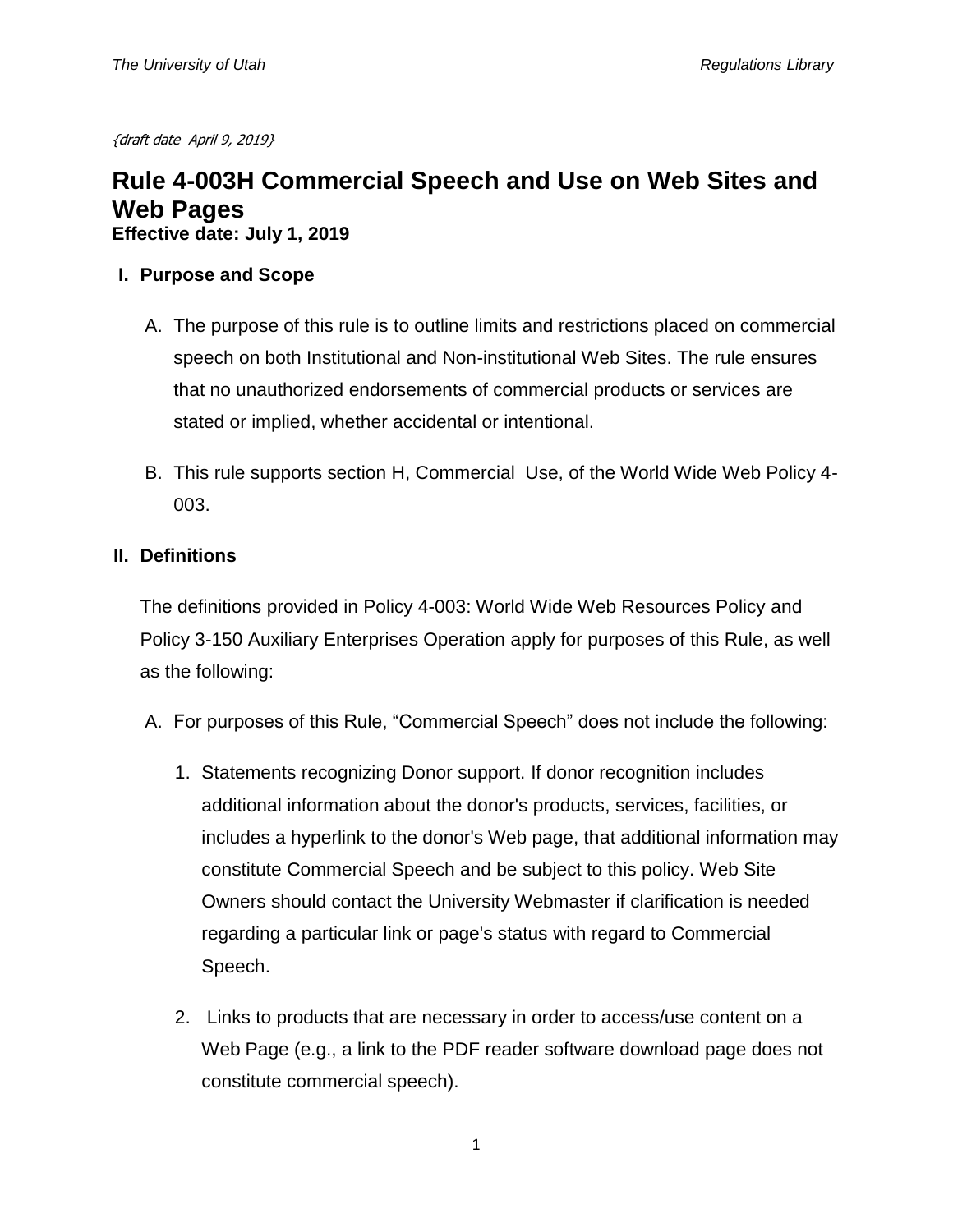{draft date April 9, 2019}

# Rule 4-003H Commercial Speech and Use on Web Sites and Web Pages

**Effective date: July 1, 2019**

## I. Purpose and Scope

A. The purpose of this rule is to outline limits and restrictions placed on commercial speech on both Institutional and Non-institutional Web Sites. The rule ensures that no unauthorized endorsements of commercial products or services are stated or implied, whether accidental or intentional.

B. This rule supports section H, Commercial Use, of the World Wide Web Policy 4-003.

## II. Definitions

The definitions provided in Policy 4-003: World Wide Web Resources Policy and Policy 3-150 Auxiliary Enterprises Operation apply for purposes of this Rule, as well as the following:

A. For purposes of this Rule, "Commercial Speech" does not include the following:

1. Statements recognizing Donor support. If donor recognition includes additional information about the donor's products, services, facilities, or includes a hyperlink to the donor's Web page, that additional information may constitute Commercial Speech and be subject to this policy. Web Site Owners should contact the University Webmaster if clarification is needed regarding a particular link or page's status with regard to Commercial Speech.

2. Links to products that are necessary in order to access/use content on a Web Page (e.g., a link to the PDF reader software download page does not constitute commercial speech).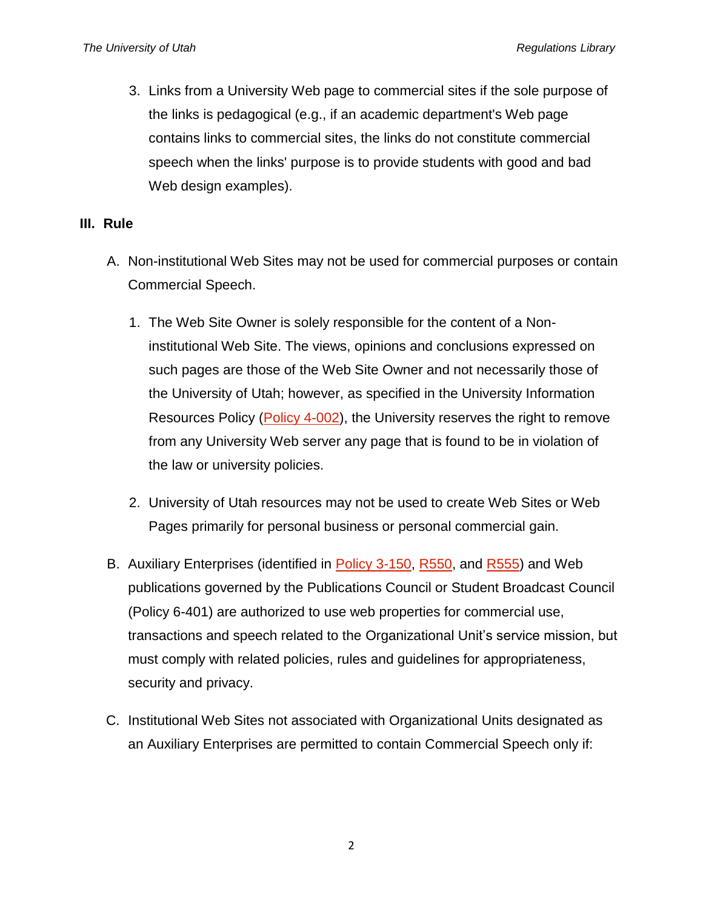3. Links from a University Web page to commercial sites if the sole purpose of the links is pedagogical (e.g., if an academic department's Web page contains links to commercial sites, the links do not constitute commercial speech when the links' purpose is to provide students with good and bad Web design examples).

## III. Rule

A. Non-institutional Web Sites may not be used for commercial purposes or contain Commercial Speech.

1. The Web Site Owner is solely responsible for the content of a Non-institutional Web Site. The views, opinions and conclusions expressed on such pages are those of the Web Site Owner and not necessarily those of the University of Utah; however, as specified in the University Information Resources Policy (Policy 4-002), the University reserves the right to remove from any University Web server any page that is found to be in violation of the law or university policies.

2. University of Utah resources may not be used to create Web Sites or Web Pages primarily for personal business or personal commercial gain.

B. Auxiliary Enterprises (identified in Policy 3-150, R550, and R555) and Web publications governed by the Publications Council or Student Broadcast Council (Policy 6-401) are authorized to use web properties for commercial use, transactions and speech related to the Organizational Unit's service mission, but must comply with related policies, rules and guidelines for appropriateness, security and privacy.

C. Institutional Web Sites not associated with Organizational Units designated as an Auxiliary Enterprises are permitted to contain Commercial Speech only if: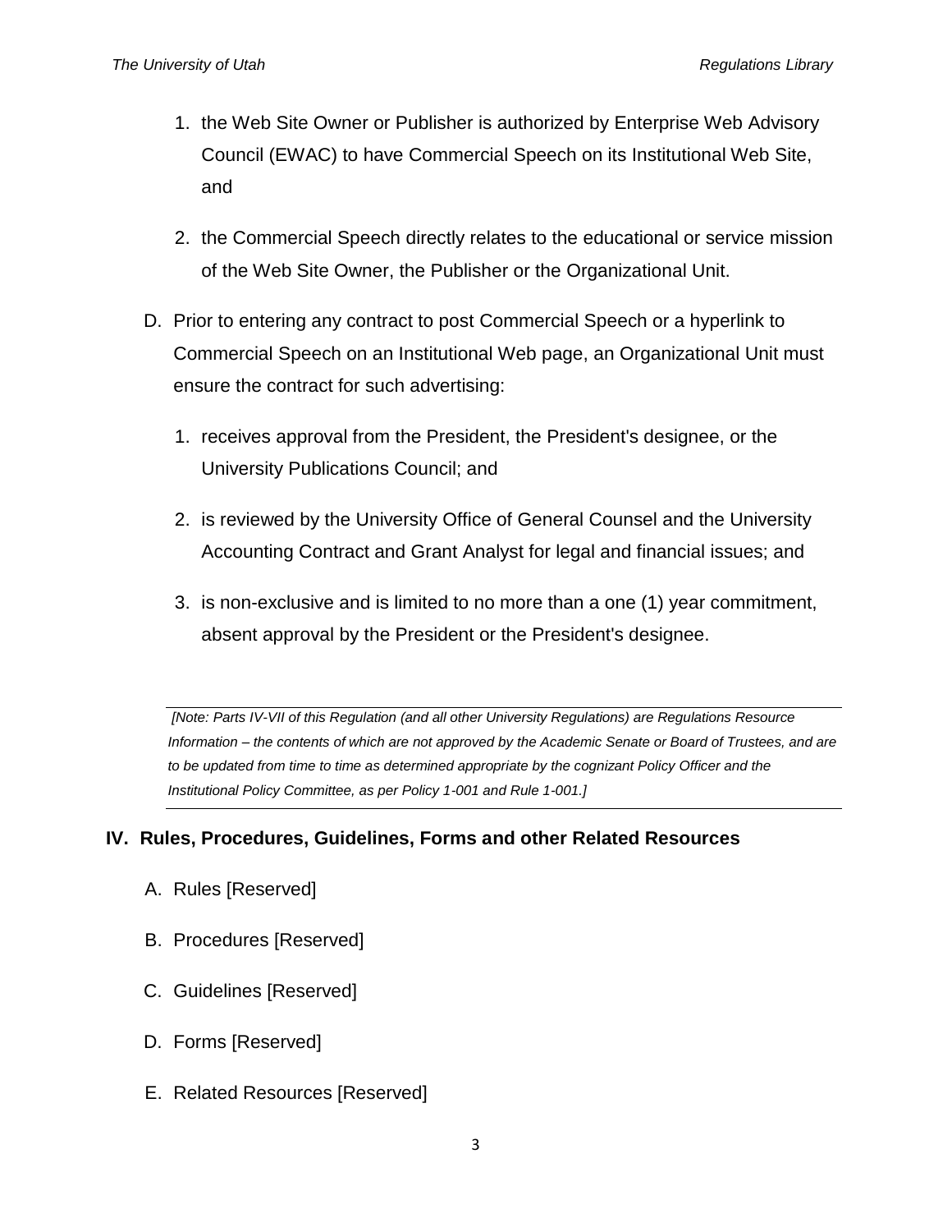1. the Web Site Owner or Publisher is authorized by Enterprise Web Advisory Council (EWAC) to have Commercial Speech on its Institutional Web Site, and

2. the Commercial Speech directly relates to the educational or service mission of the Web Site Owner, the Publisher or the Organizational Unit.

D. Prior to entering any contract to post Commercial Speech or a hyperlink to Commercial Speech on an Institutional Web page, an Organizational Unit must ensure the contract for such advertising:

1. receives approval from the President, the President's designee, or the University Publications Council; and

2. is reviewed by the University Office of General Counsel and the University Accounting Contract and Grant Analyst for legal and financial issues; and

3. is non-exclusive and is limited to no more than a one (1) year commitment, absent approval by the President or the President's designee.

---

*[Note: Parts IV-VII of this Regulation (and all other University Regulations) are Regulations Resource Information – the contents of which are not approved by the Academic Senate or Board of Trustees, and are to be updated from time to time as determined appropriate by the cognizant Policy Officer and the Institutional Policy Committee, as per Policy 1-001 and Rule 1-001.]*

---

## IV. Rules, Procedures, Guidelines, Forms and other Related Resources

A. Rules [Reserved]

B. Procedures [Reserved]

C. Guidelines [Reserved]

D. Forms [Reserved]

E. Related Resources [Reserved]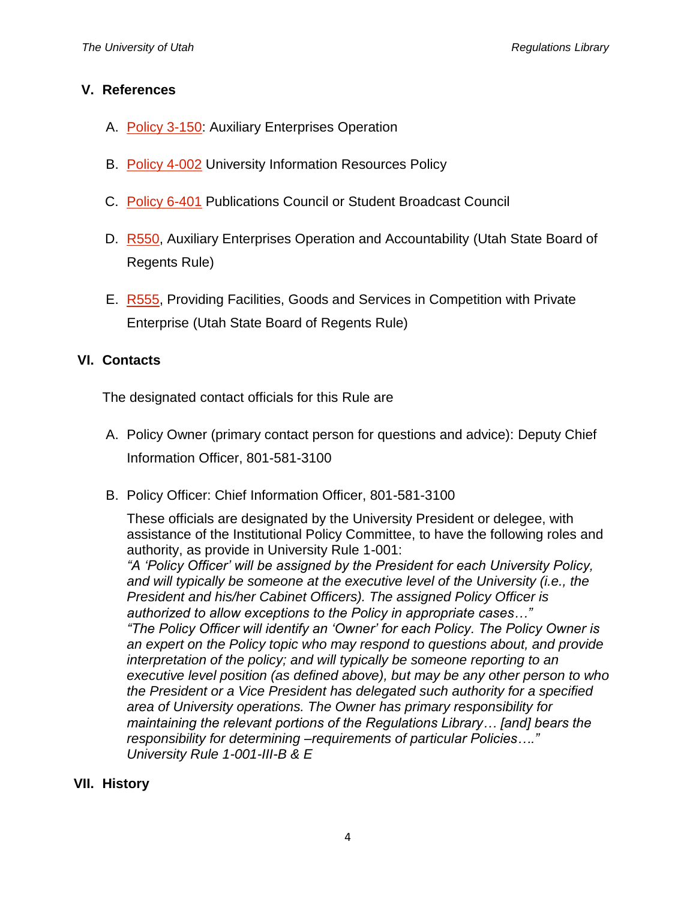## V. References

A. Policy 3-150: Auxiliary Enterprises Operation

B. Policy 4-002 University Information Resources Policy

C. Policy 6-401 Publications Council or Student Broadcast Council

D. R550, Auxiliary Enterprises Operation and Accountability (Utah State Board of Regents Rule)

E. R555, Providing Facilities, Goods and Services in Competition with Private Enterprise (Utah State Board of Regents Rule)

## VI. Contacts

The designated contact officials for this Rule are

A. Policy Owner (primary contact person for questions and advice): Deputy Chief Information Officer, 801-581-3100

B. Policy Officer: Chief Information Officer, 801-581-3100

These officials are designated by the University President or delegee, with assistance of the Institutional Policy Committee, to have the following roles and authority, as provide in University Rule 1-001:
*"A 'Policy Officer' will be assigned by the President for each University Policy, and will typically be someone at the executive level of the University (i.e., the President and his/her Cabinet Officers). The assigned Policy Officer is authorized to allow exceptions to the Policy in appropriate cases…"*
*"The Policy Officer will identify an 'Owner' for each Policy. The Policy Owner is an expert on the Policy topic who may respond to questions about, and provide interpretation of the policy; and will typically be someone reporting to an executive level position (as defined above), but may be any other person to who the President or a Vice President has delegated such authority for a specified area of University operations. The Owner has primary responsibility for maintaining the relevant portions of the Regulations Library… [and] bears the responsibility for determining –requirements of particular Policies…."*
*University Rule 1-001-III-B & E*

## VII. History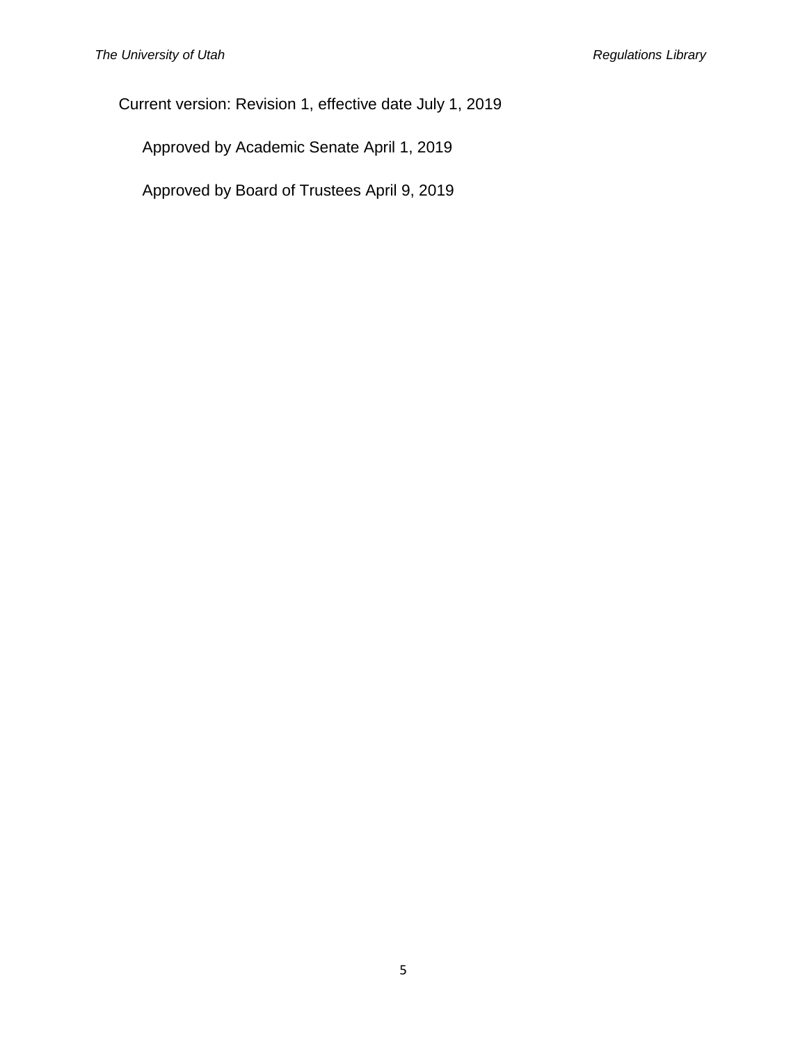Current version: Revision 1, effective date July 1, 2019

Approved by Academic Senate April 1, 2019

Approved by Board of Trustees April 9, 2019